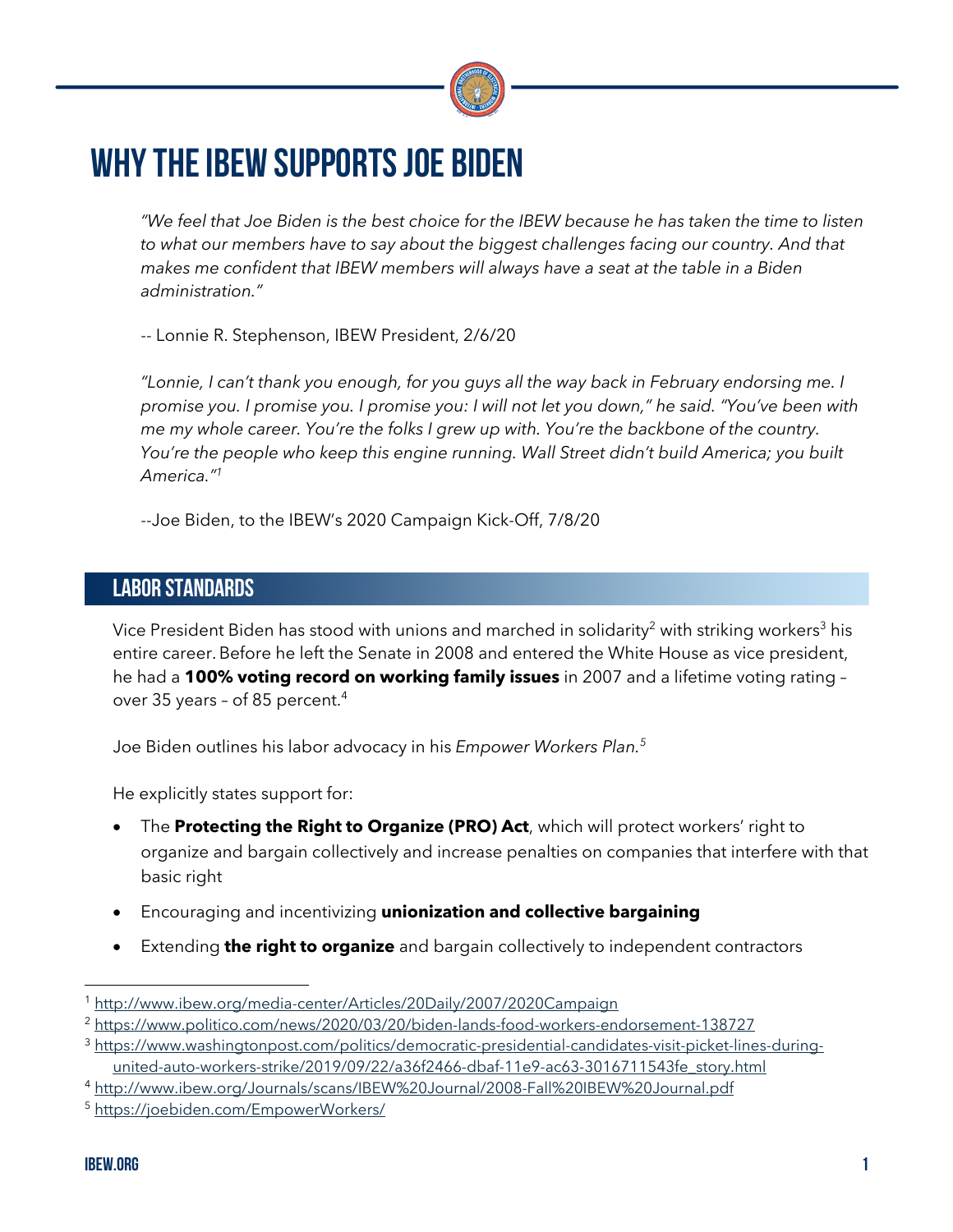# WHY THE IBEW SUPPORTS JOE BIDEN

*"We feel that Joe Biden is the best choice for the IBEW because he has taken the time to listen to what our members have to say about the biggest challenges facing our country. And that makes me confident that IBEW members will always have a seat at the table in a Biden administration."*

-- Lonnie R. Stephenson, IBEW President, 2/6/20

*"Lonnie, I can't thank you enough, for you guys all the way back in February endorsing me. I promise you. I promise you. I promise you: I will not let you down," he said. "You've been with me my whole career. You're the folks I grew up with. You're the backbone of the country. You're the people who keep this engine running. Wall Street didn't build America; you built America."*[1]

--Joe Biden, to the IBEW's 2020 Campaign Kick-Off, 7/8/20

## LABOR STANDARDS

Vice President Biden has stood with unions and marched in solidarity[2] with striking workers[3] his entire career. Before he left the Senate in 2008 and entered the White House as vice president, he had a **100% voting record on working family issues** in 2007 and a lifetime voting rating – over 35 years – of 85 percent.[4]

Joe Biden outlines his labor advocacy in his *Empower Workers Plan.*[5]

He explicitly states support for:

- The **Protecting the Right to Organize (PRO) Act**, which will protect workers' right to organize and bargain collectively and increase penalties on companies that interfere with that basic right
- Encouraging and incentivizing **unionization and collective bargaining**
- Extending **the right to organize** and bargain collectively to independent contractors

---

[1] http://www.ibew.org/media-center/Articles/20Daily/2007/2020Campaign

[2] https://www.politico.com/news/2020/03/20/biden-lands-food-workers-endorsement-138727

[3] https://www.washingtonpost.com/politics/democratic-presidential-candidates-visit-picket-lines-during-united-auto-workers-strike/2019/09/22/a36f2466-dbaf-11e9-ac63-3016711543fe_story.html

[4] http://www.ibew.org/Journals/scans/IBEW%20Journal/2008-Fall%20IBEW%20Journal.pdf

[5] https://joebiden.com/EmpowerWorkers/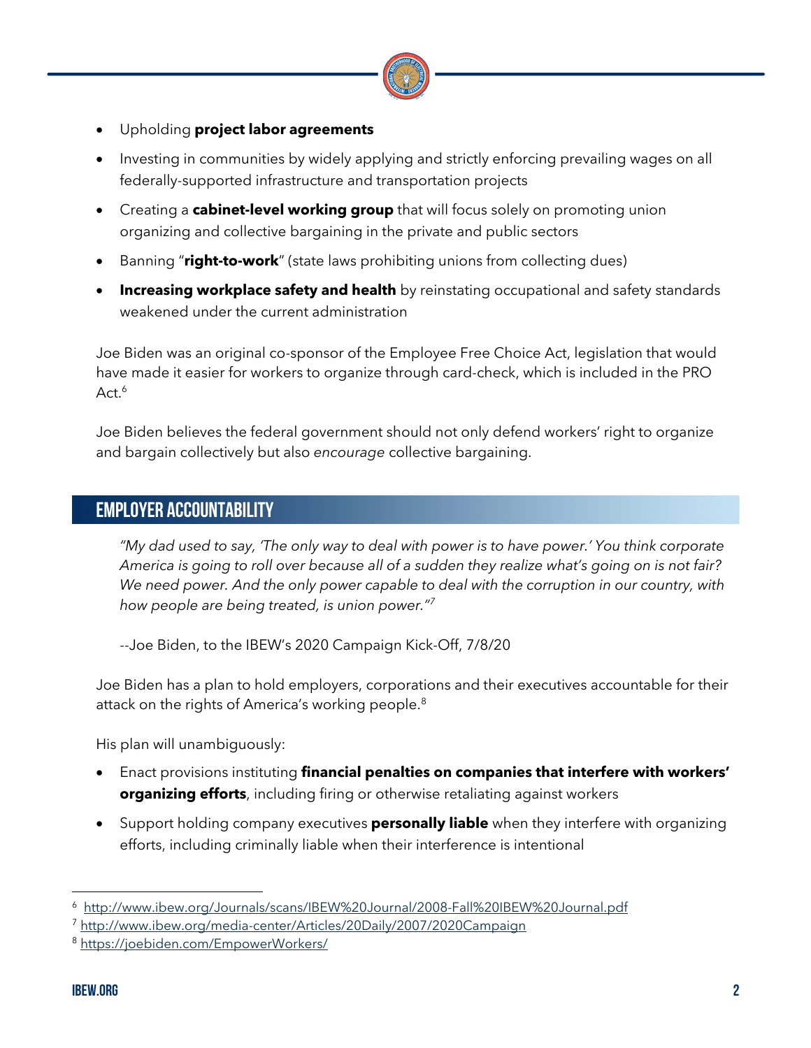- Upholding **project labor agreements**
- Investing in communities by widely applying and strictly enforcing prevailing wages on all federally-supported infrastructure and transportation projects
- Creating a **cabinet-level working group** that will focus solely on promoting union organizing and collective bargaining in the private and public sectors
- Banning "**right-to-work**" (state laws prohibiting unions from collecting dues)
- **Increasing workplace safety and health** by reinstating occupational and safety standards weakened under the current administration

Joe Biden was an original co-sponsor of the Employee Free Choice Act, legislation that would have made it easier for workers to organize through card-check, which is included in the PRO Act.[6]

Joe Biden believes the federal government should not only defend workers' right to organize and bargain collectively but also *encourage* collective bargaining.

## EMPLOYER ACCOUNTABILITY

> *"My dad used to say, 'The only way to deal with power is to have power.' You think corporate America is going to roll over because all of a sudden they realize what's going on is not fair? We need power. And the only power capable to deal with the corruption in our country, with how people are being treated, is union power."*[7]
>
> --Joe Biden, to the IBEW's 2020 Campaign Kick-Off, 7/8/20

Joe Biden has a plan to hold employers, corporations and their executives accountable for their attack on the rights of America's working people.[8]

His plan will unambiguously:

- Enact provisions instituting **financial penalties on companies that interfere with workers' organizing efforts**, including firing or otherwise retaliating against workers
- Support holding company executives **personally liable** when they interfere with organizing efforts, including criminally liable when their interference is intentional

---

[6] http://www.ibew.org/Journals/scans/IBEW%20Journal/2008-Fall%20IBEW%20Journal.pdf

[7] http://www.ibew.org/media-center/Articles/20Daily/2007/2020Campaign

[8] https://joebiden.com/EmpowerWorkers/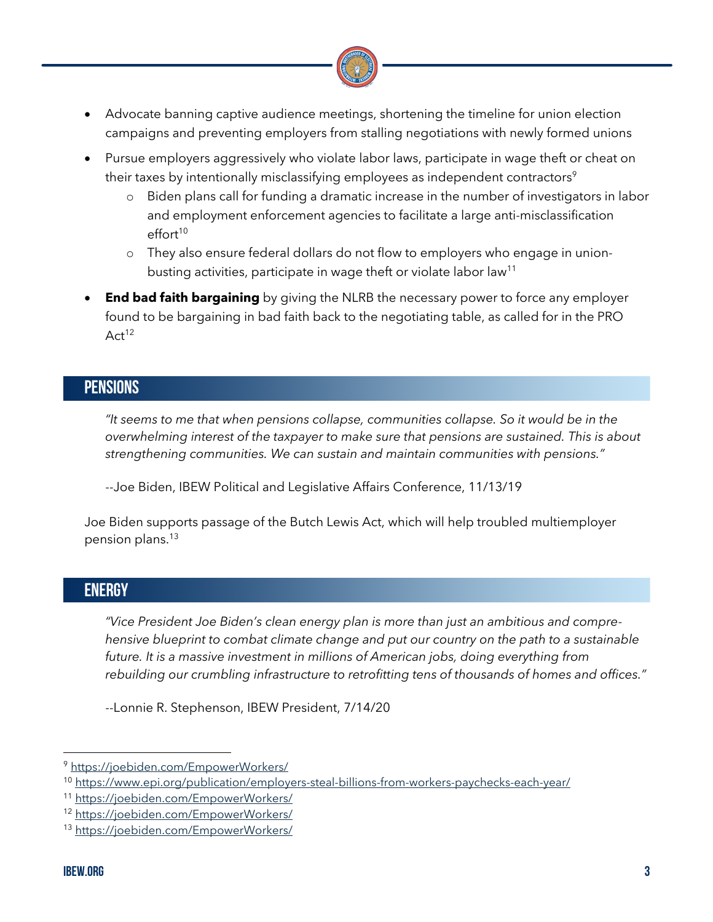- Advocate banning captive audience meetings, shortening the timeline for union election campaigns and preventing employers from stalling negotiations with newly formed unions
- Pursue employers aggressively who violate labor laws, participate in wage theft or cheat on their taxes by intentionally misclassifying employees as independent contractors[9]
  - Biden plans call for funding a dramatic increase in the number of investigators in labor and employment enforcement agencies to facilitate a large anti-misclassification effort[10]
  - They also ensure federal dollars do not flow to employers who engage in union-busting activities, participate in wage theft or violate labor law[11]
- **End bad faith bargaining** by giving the NLRB the necessary power to force any employer found to be bargaining in bad faith back to the negotiating table, as called for in the PRO Act[12]

## PENSIONS

*"It seems to me that when pensions collapse, communities collapse. So it would be in the overwhelming interest of the taxpayer to make sure that pensions are sustained. This is about strengthening communities. We can sustain and maintain communities with pensions."*

--Joe Biden, IBEW Political and Legislative Affairs Conference, 11/13/19

Joe Biden supports passage of the Butch Lewis Act, which will help troubled multiemployer pension plans.[13]

## ENERGY

*"Vice President Joe Biden's clean energy plan is more than just an ambitious and comprehensive blueprint to combat climate change and put our country on the path to a sustainable future. It is a massive investment in millions of American jobs, doing everything from rebuilding our crumbling infrastructure to retrofitting tens of thousands of homes and offices."*

--Lonnie R. Stephenson, IBEW President, 7/14/20

---

[9] https://joebiden.com/EmpowerWorkers/

[10] https://www.epi.org/publication/employers-steal-billions-from-workers-paychecks-each-year/

[11] https://joebiden.com/EmpowerWorkers/

[12] https://joebiden.com/EmpowerWorkers/

[13] https://joebiden.com/EmpowerWorkers/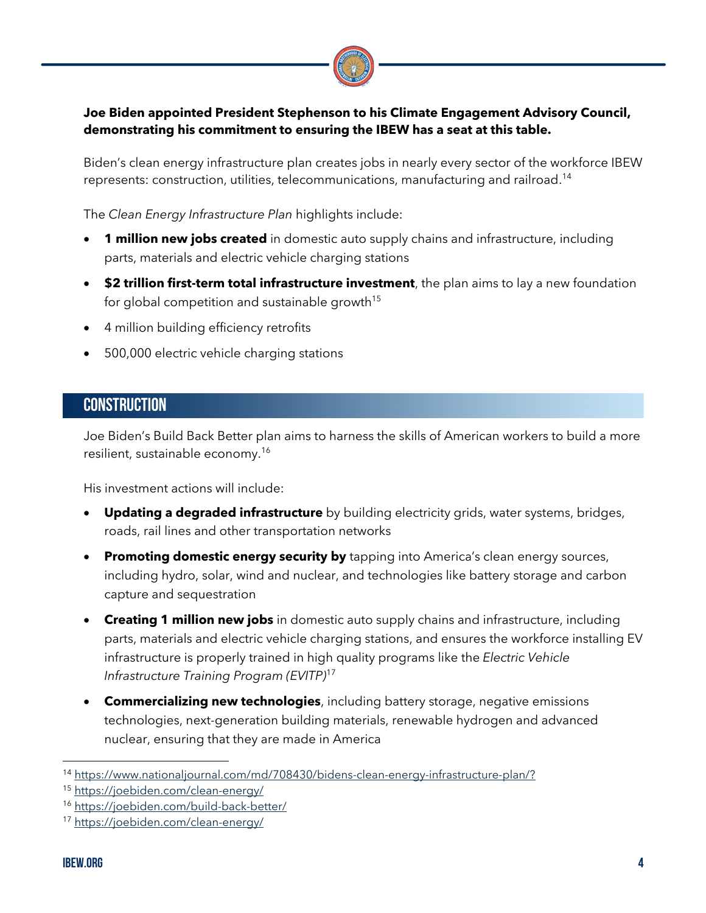**Joe Biden appointed President Stephenson to his Climate Engagement Advisory Council, demonstrating his commitment to ensuring the IBEW has a seat at this table.**

Biden's clean energy infrastructure plan creates jobs in nearly every sector of the workforce IBEW represents: construction, utilities, telecommunications, manufacturing and railroad.[14]

The *Clean Energy Infrastructure Plan* highlights include:

- **1 million new jobs created** in domestic auto supply chains and infrastructure, including parts, materials and electric vehicle charging stations
- **$2 trillion first-term total infrastructure investment**, the plan aims to lay a new foundation for global competition and sustainable growth[15]
- 4 million building efficiency retrofits
- 500,000 electric vehicle charging stations

## CONSTRUCTION

Joe Biden's Build Back Better plan aims to harness the skills of American workers to build a more resilient, sustainable economy.[16]

His investment actions will include:

- **Updating a degraded infrastructure** by building electricity grids, water systems, bridges, roads, rail lines and other transportation networks
- **Promoting domestic energy security by** tapping into America's clean energy sources, including hydro, solar, wind and nuclear, and technologies like battery storage and carbon capture and sequestration
- **Creating 1 million new jobs** in domestic auto supply chains and infrastructure, including parts, materials and electric vehicle charging stations, and ensures the workforce installing EV infrastructure is properly trained in high quality programs like the *Electric Vehicle Infrastructure Training Program (EVITP)*[17]
- **Commercializing new technologies**, including battery storage, negative emissions technologies, next-generation building materials, renewable hydrogen and advanced nuclear, ensuring that they are made in America

---

[14] https://www.nationaljournal.com/md/708430/bidens-clean-energy-infrastructure-plan/?

[15] https://joebiden.com/clean-energy/

[16] https://joebiden.com/build-back-better/

[17] https://joebiden.com/clean-energy/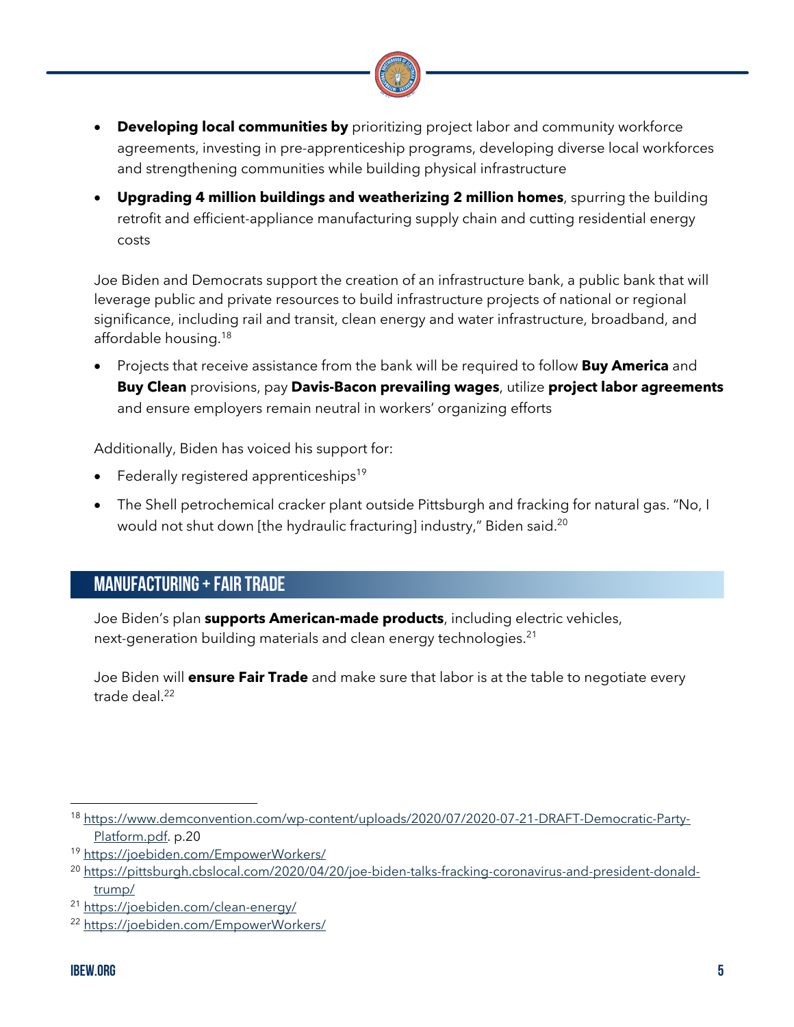- **Developing local communities by** prioritizing project labor and community workforce agreements, investing in pre-apprenticeship programs, developing diverse local workforces and strengthening communities while building physical infrastructure
- **Upgrading 4 million buildings and weatherizing 2 million homes**, spurring the building retrofit and efficient-appliance manufacturing supply chain and cutting residential energy costs

Joe Biden and Democrats support the creation of an infrastructure bank, a public bank that will leverage public and private resources to build infrastructure projects of national or regional significance, including rail and transit, clean energy and water infrastructure, broadband, and affordable housing.[18]

- Projects that receive assistance from the bank will be required to follow **Buy America** and **Buy Clean** provisions, pay **Davis-Bacon prevailing wages**, utilize **project labor agreements** and ensure employers remain neutral in workers' organizing efforts

Additionally, Biden has voiced his support for:

- Federally registered apprenticeships[19]
- The Shell petrochemical cracker plant outside Pittsburgh and fracking for natural gas. "No, I would not shut down [the hydraulic fracturing] industry," Biden said.[20]

## MANUFACTURING + FAIR TRADE

Joe Biden's plan **supports American-made products**, including electric vehicles, next-generation building materials and clean energy technologies.[21]

Joe Biden will **ensure Fair Trade** and make sure that labor is at the table to negotiate every trade deal.[22]

---

[18] https://www.demconvention.com/wp-content/uploads/2020/07/2020-07-21-DRAFT-Democratic-Party-Platform.pdf. p.20

[19] https://joebiden.com/EmpowerWorkers/

[20] https://pittsburgh.cbslocal.com/2020/04/20/joe-biden-talks-fracking-coronavirus-and-president-donald-trump/

[21] https://joebiden.com/clean-energy/

[22] https://joebiden.com/EmpowerWorkers/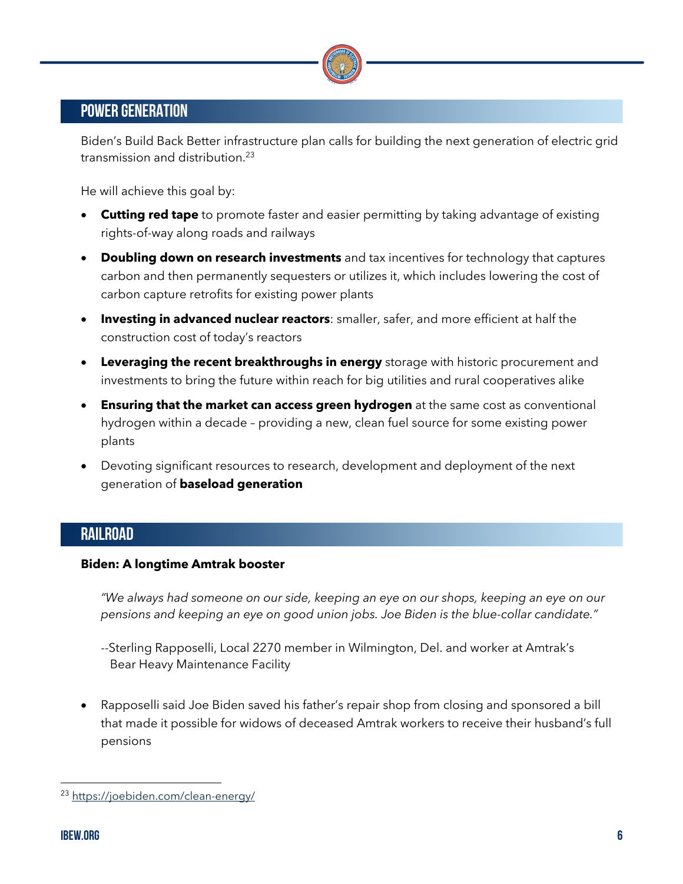## POWER GENERATION

Biden's Build Back Better infrastructure plan calls for building the next generation of electric grid transmission and distribution.[23]

He will achieve this goal by:

- **Cutting red tape** to promote faster and easier permitting by taking advantage of existing rights-of-way along roads and railways
- **Doubling down on research investments** and tax incentives for technology that captures carbon and then permanently sequesters or utilizes it, which includes lowering the cost of carbon capture retrofits for existing power plants
- **Investing in advanced nuclear reactors**: smaller, safer, and more efficient at half the construction cost of today's reactors
- **Leveraging the recent breakthroughs in energy** storage with historic procurement and investments to bring the future within reach for big utilities and rural cooperatives alike
- **Ensuring that the market can access green hydrogen** at the same cost as conventional hydrogen within a decade – providing a new, clean fuel source for some existing power plants
- Devoting significant resources to research, development and deployment of the next generation of **baseload generation**

## RAILROAD

**Biden: A longtime Amtrak booster**

> *"We always had someone on our side, keeping an eye on our shops, keeping an eye on our pensions and keeping an eye on good union jobs. Joe Biden is the blue-collar candidate."*
>
> --Sterling Rapposelli, Local 2270 member in Wilmington, Del. and worker at Amtrak's Bear Heavy Maintenance Facility

- Rapposelli said Joe Biden saved his father's repair shop from closing and sponsored a bill that made it possible for widows of deceased Amtrak workers to receive their husband's full pensions

---

[23] https://joebiden.com/clean-energy/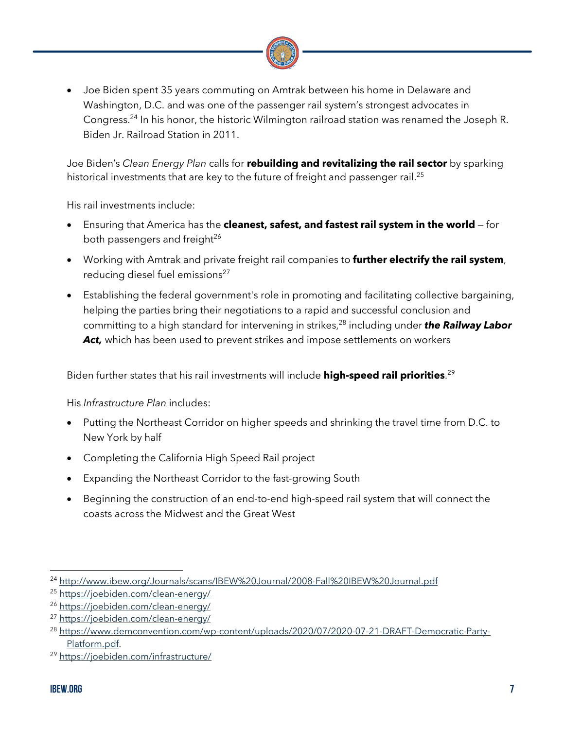- Joe Biden spent 35 years commuting on Amtrak between his home in Delaware and Washington, D.C. and was one of the passenger rail system's strongest advocates in Congress.[24] In his honor, the historic Wilmington railroad station was renamed the Joseph R. Biden Jr. Railroad Station in 2011.

Joe Biden's *Clean Energy Plan* calls for **rebuilding and revitalizing the rail sector** by sparking historical investments that are key to the future of freight and passenger rail.[25]

His rail investments include:

- Ensuring that America has the **cleanest, safest, and fastest rail system in the world** – for both passengers and freight[26]
- Working with Amtrak and private freight rail companies to **further electrify the rail system**, reducing diesel fuel emissions[27]
- Establishing the federal government's role in promoting and facilitating collective bargaining, helping the parties bring their negotiations to a rapid and successful conclusion and committing to a high standard for intervening in strikes,[28] including under ***the Railway Labor Act,*** which has been used to prevent strikes and impose settlements on workers

Biden further states that his rail investments will include **high-speed rail priorities**.[29]

His *Infrastructure Plan* includes:

- Putting the Northeast Corridor on higher speeds and shrinking the travel time from D.C. to New York by half
- Completing the California High Speed Rail project
- Expanding the Northeast Corridor to the fast-growing South
- Beginning the construction of an end-to-end high-speed rail system that will connect the coasts across the Midwest and the Great West

---

[24] http://www.ibew.org/Journals/scans/IBEW%20Journal/2008-Fall%20IBEW%20Journal.pdf

[25] https://joebiden.com/clean-energy/

[26] https://joebiden.com/clean-energy/

[27] https://joebiden.com/clean-energy/

[28] https://www.demconvention.com/wp-content/uploads/2020/07/2020-07-21-DRAFT-Democratic-Party-Platform.pdf.

[29] https://joebiden.com/infrastructure/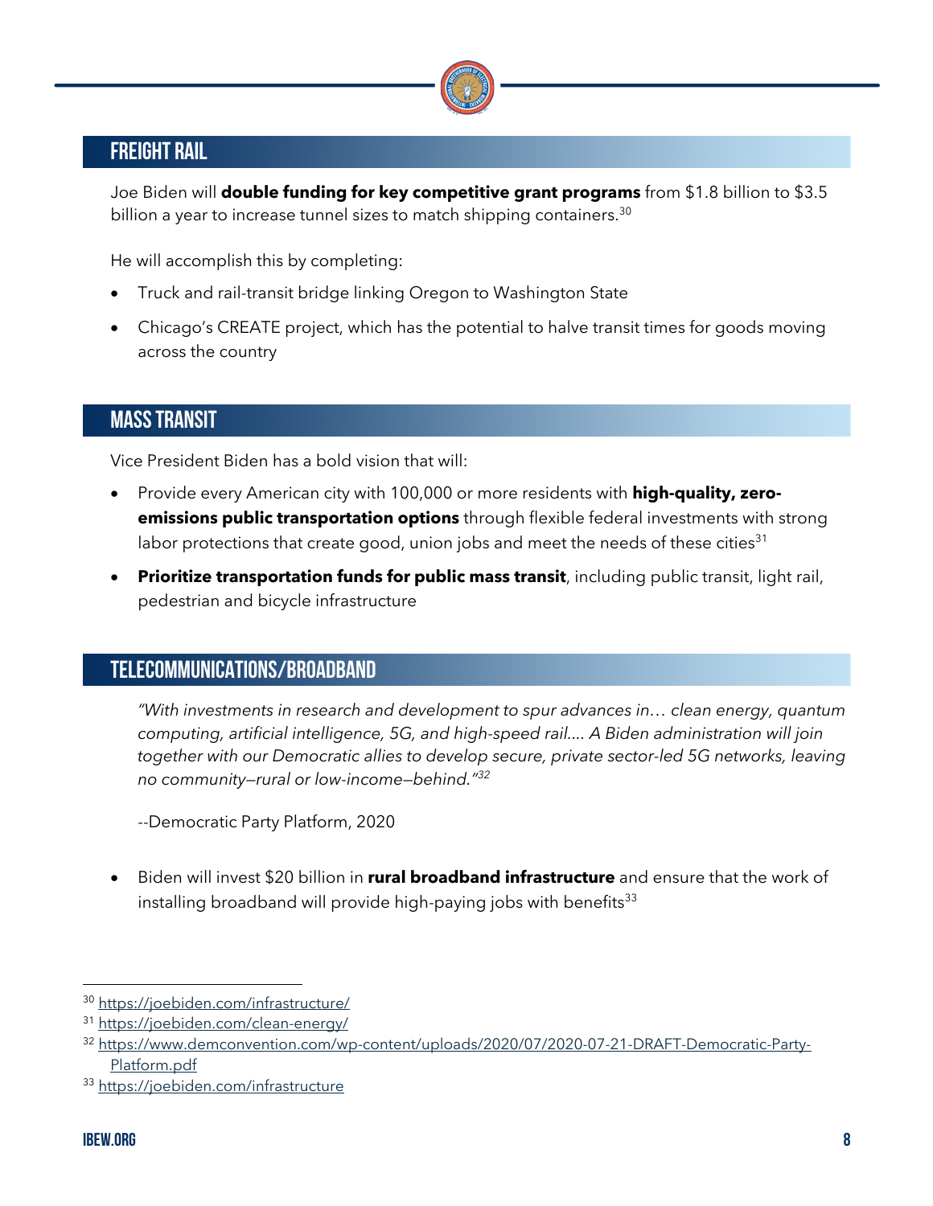## FREIGHT RAIL

Joe Biden will **double funding for key competitive grant programs** from $1.8 billion to $3.5 billion a year to increase tunnel sizes to match shipping containers.[30]

He will accomplish this by completing:

- Truck and rail-transit bridge linking Oregon to Washington State
- Chicago's CREATE project, which has the potential to halve transit times for goods moving across the country

## MASS TRANSIT

Vice President Biden has a bold vision that will:

- Provide every American city with 100,000 or more residents with **high-quality, zero-emissions public transportation options** through flexible federal investments with strong labor protections that create good, union jobs and meet the needs of these cities[31]
- **Prioritize transportation funds for public mass transit**, including public transit, light rail, pedestrian and bicycle infrastructure

## TELECOMMUNICATIONS/BROADBAND

*"With investments in research and development to spur advances in… clean energy, quantum computing, artificial intelligence, 5G, and high-speed rail…. A Biden administration will join together with our Democratic allies to develop secure, private sector-led 5G networks, leaving no community—rural or low-income—behind."*[32]

--Democratic Party Platform, 2020

- Biden will invest $20 billion in **rural broadband infrastructure** and ensure that the work of installing broadband will provide high-paying jobs with benefits[33]

---

[30] https://joebiden.com/infrastructure/

[31] https://joebiden.com/clean-energy/

[32] https://www.demconvention.com/wp-content/uploads/2020/07/2020-07-21-DRAFT-Democratic-Party-Platform.pdf

[33] https://joebiden.com/infrastructure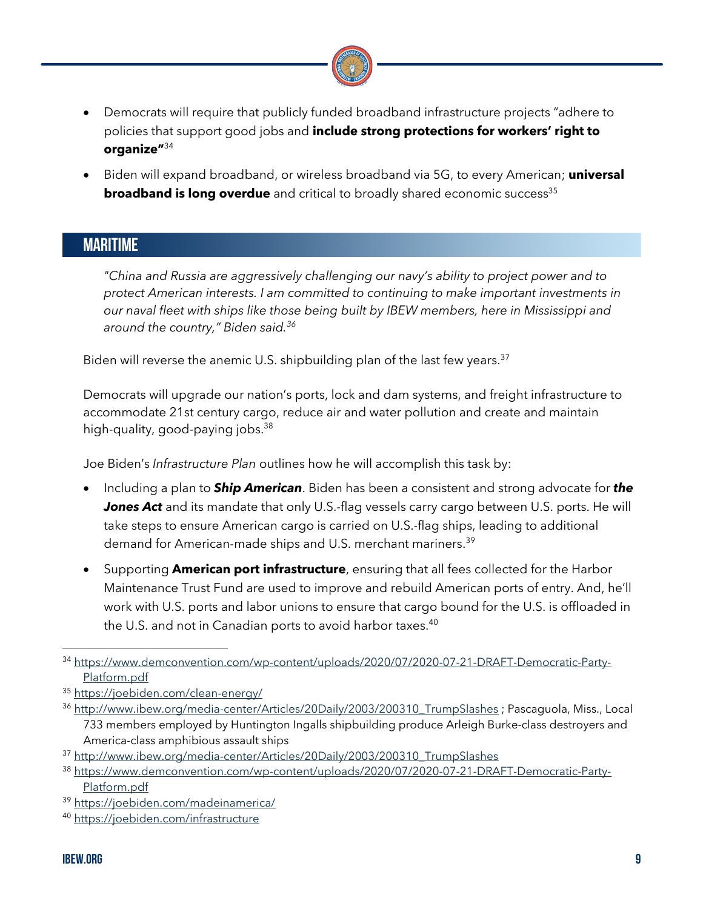- Democrats will require that publicly funded broadband infrastructure projects "adhere to policies that support good jobs and **include strong protections for workers' right to organize"**[34]
- Biden will expand broadband, or wireless broadband via 5G, to every American; **universal broadband is long overdue** and critical to broadly shared economic success[35]

## MARITIME

*"China and Russia are aggressively challenging our navy's ability to project power and to protect American interests. I am committed to continuing to make important investments in our naval fleet with ships like those being built by IBEW members, here in Mississippi and around the country," Biden said.*[36]

Biden will reverse the anemic U.S. shipbuilding plan of the last few years.[37]

Democrats will upgrade our nation's ports, lock and dam systems, and freight infrastructure to accommodate 21st century cargo, reduce air and water pollution and create and maintain high-quality, good-paying jobs.[38]

Joe Biden's *Infrastructure Plan* outlines how he will accomplish this task by:

- Including a plan to ***Ship American***. Biden has been a consistent and strong advocate for ***the Jones Act*** and its mandate that only U.S.-flag vessels carry cargo between U.S. ports. He will take steps to ensure American cargo is carried on U.S.-flag ships, leading to additional demand for American-made ships and U.S. merchant mariners.[39]
- Supporting **American port infrastructure**, ensuring that all fees collected for the Harbor Maintenance Trust Fund are used to improve and rebuild American ports of entry. And, he'll work with U.S. ports and labor unions to ensure that cargo bound for the U.S. is offloaded in the U.S. and not in Canadian ports to avoid harbor taxes.[40]

---

[34] https://www.demconvention.com/wp-content/uploads/2020/07/2020-07-21-DRAFT-Democratic-Party-Platform.pdf

[35] https://joebiden.com/clean-energy/

[36] http://www.ibew.org/media-center/Articles/20Daily/2003/200310_TrumpSlashes ; Pascagoula, Miss., Local 733 members employed by Huntington Ingalls shipbuilding produce Arleigh Burke-class destroyers and America-class amphibious assault ships

[37] http://www.ibew.org/media-center/Articles/20Daily/2003/200310_TrumpSlashes

[38] https://www.demconvention.com/wp-content/uploads/2020/07/2020-07-21-DRAFT-Democratic-Party-Platform.pdf

[39] https://joebiden.com/madeinamerica/

[40] https://joebiden.com/infrastructure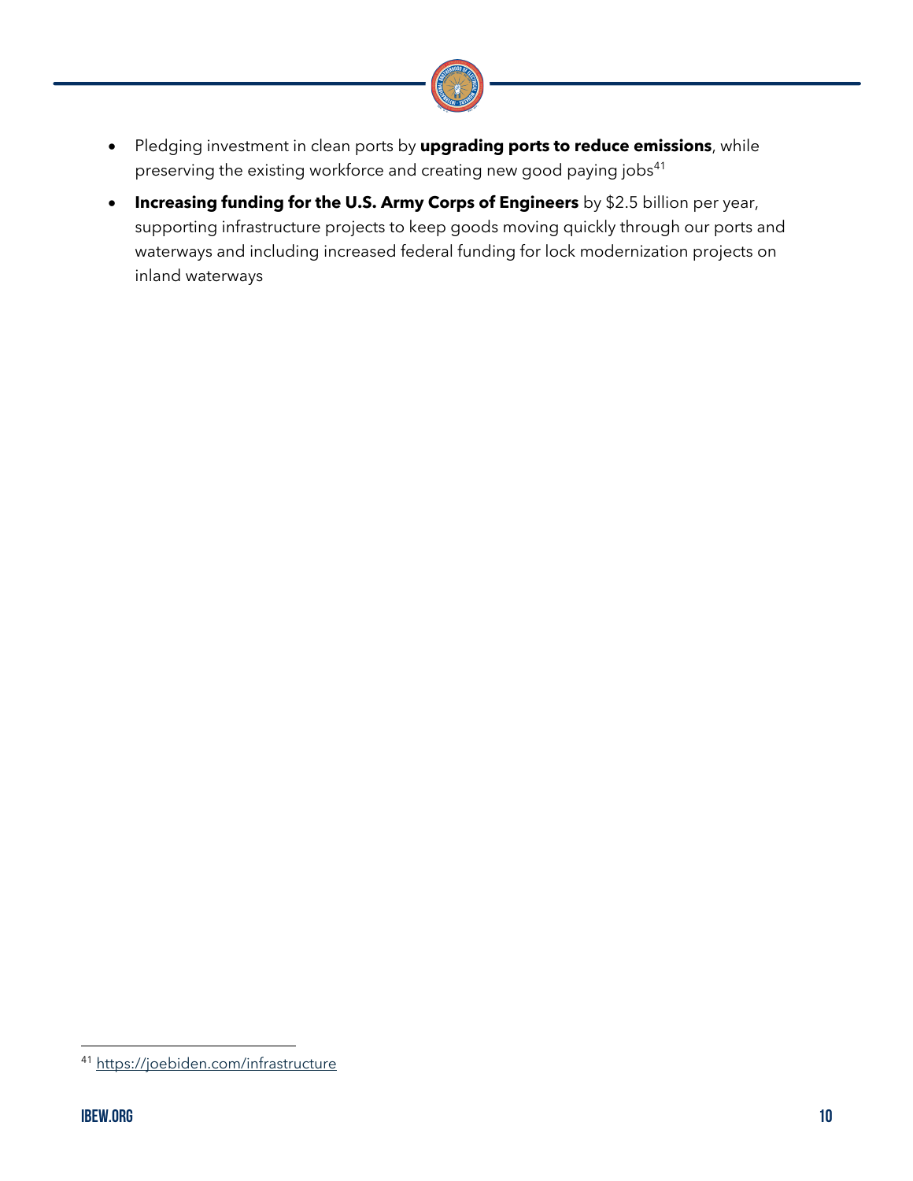- Pledging investment in clean ports by **upgrading ports to reduce emissions**, while preserving the existing workforce and creating new good paying jobs[41]
- **Increasing funding for the U.S. Army Corps of Engineers** by $2.5 billion per year, supporting infrastructure projects to keep goods moving quickly through our ports and waterways and including increased federal funding for lock modernization projects on inland waterways

[41] https://joebiden.com/infrastructure